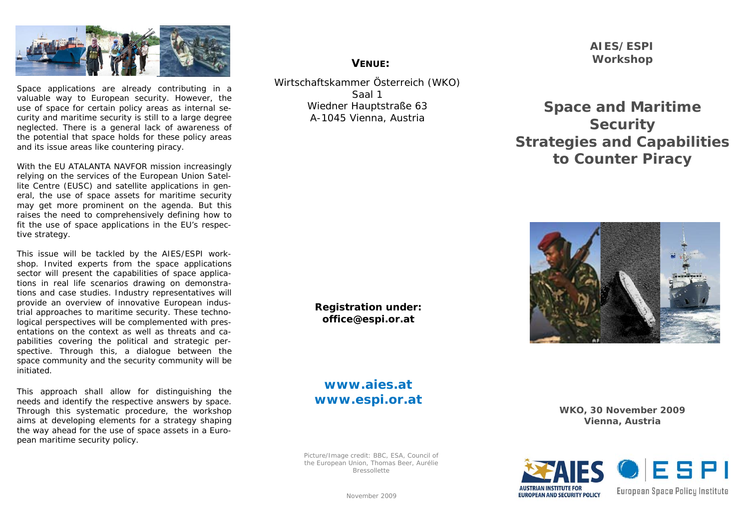Space applications are already contributing in a valuable way to European security. However, the use of space for certain policy areas as internal security and maritime security is still to a large degree neglected. There is a general lack of awareness of the potential that space holds for these policy areas and its issue areas like countering piracy.

With the EU ATALANTA NAVFOR mission increasingly relying on the services of the European Union Satellite Centre (EUSC) and satellite applications in general, the use of space assets for maritime security may get more prominent on the agenda. But this raises the need to comprehensively defining how to fit the use of space applications in the EU's respective strategy.

This issue will be tackled by the AIES/ESPI workshop. Invited experts from the space applications sector will present the capabilities of space applications in real life scenarios drawing on demonstrations and case studies. Industry representatives will provide an overview of innovative European industrial approaches to maritime security. These technological perspectives will be complemented with presentations on the context as well as threats and capabilities covering the political and strategic perspective. Through this, a dialogue between the space community and the security community will be initiated.

This approach shall allow for distinguishing the needs and identify the respective answers by space. Through this systematic procedure, the workshop aims at developing elements for a strategy shaping the way ahead for the use of space assets in a European maritime security policy.

**VENUE:**

Wirtschaftskammer Österreich (WKO)
Saal 1
Wiedner Hauptstraße 63
A-1045 Vienna, Austria

**Registration under:**
**office@espi.or.at**

**www.aies.at**
**www.espi.or.at**

Picture/Image credit: BBC, ESA, Council of the European Union, Thomas Beer, Aurélie Bressollette

November 2009

**AIES/ESPI Workshop**

# Space and Maritime Security Strategies and Capabilities to Counter Piracy

**WKO, 30 November 2009**
**Vienna, Austria**

AIES – Austrian Institute for European and Security Policy

ESPI – European Space Policy Institute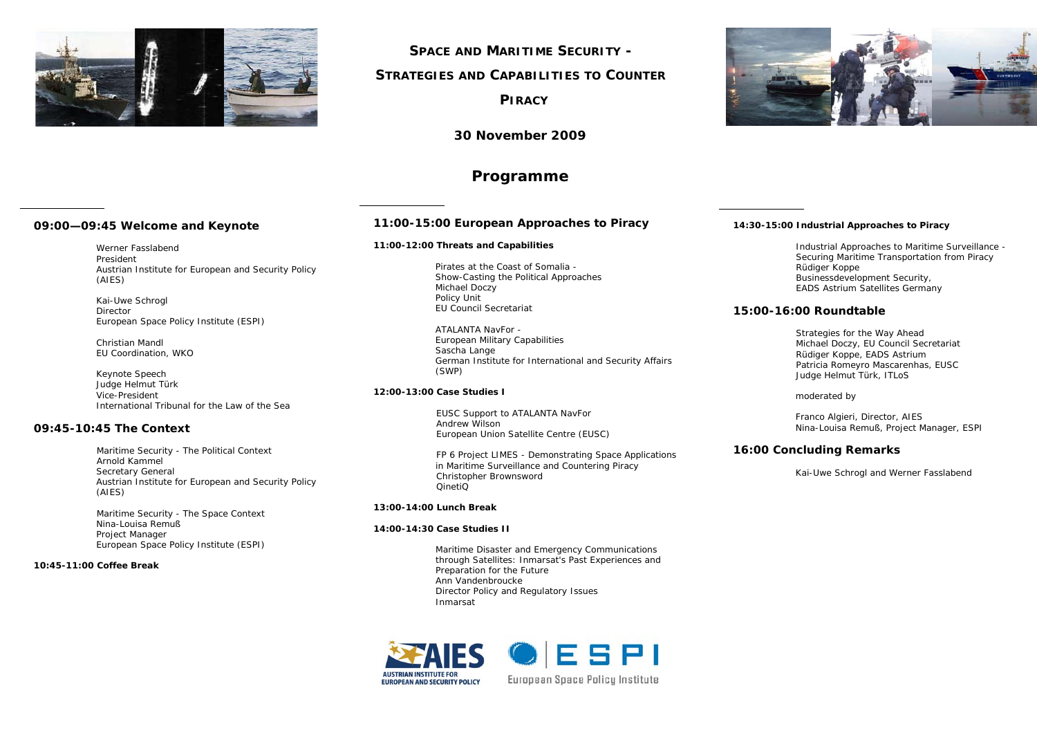# Space and Maritime Security - Strategies and Capabilities to Counter Piracy

**30 November 2009**

## Programme

### 09:00—09:45 Welcome and Keynote

Werner Fasslabend
President
Austrian Institute for European and Security Policy (AIES)

Kai-Uwe Schrogl
Director
European Space Policy Institute (ESPI)

Christian Mandl
EU Coordination, WKO

Keynote Speech
Judge Helmut Türk
Vice-President
International Tribunal for the Law of the Sea

### 09:45-10:45 The Context

Maritime Security - The Political Context
Arnold Kammel
Secretary General
Austrian Institute for European and Security Policy (AIES)

Maritime Security - The Space Context
Nina-Louisa Remuß
Project Manager
European Space Policy Institute (ESPI)

**10:45-11:00 Coffee Break**

### 11:00-15:00 European Approaches to Piracy

**11:00-12:00 Threats and Capabilities**

Pirates at the Coast of Somalia -
Show-Casting the Political Approaches
Michael Doczy
Policy Unit
EU Council Secretariat

ATALANTA NavFor -
European Military Capabilities
Sascha Lange
German Institute for International and Security Affairs (SWP)

**12:00-13:00 Case Studies I**

EUSC Support to ATALANTA NavFor
Andrew Wilson
European Union Satellite Centre (EUSC)

FP 6 Project LIMES - Demonstrating Space Applications in Maritime Surveillance and Countering Piracy
Christopher Brownsword
QinetiQ

**13:00-14:00 Lunch Break**

**14:00-14:30 Case Studies II**

Maritime Disaster and Emergency Communications through Satellites: Inmarsat's Past Experiences and Preparation for the Future
Ann Vandenbroucke
Director Policy and Regulatory Issues
Inmarsat

**14:30-15:00 Industrial Approaches to Piracy**

Industrial Approaches to Maritime Surveillance - Securing Maritime Transportation from Piracy
Rüdiger Koppe
Businessdevelopment Security,
EADS Astrium Satellites Germany

### 15:00-16:00 Roundtable

Strategies for the Way Ahead
Michael Doczy, EU Council Secretariat
Rüdiger Koppe, EADS Astrium
Patricia Romeyro Mascarenhas, EUSC
Judge Helmut Türk, ITLoS

moderated by

Franco Algieri, Director, AIES
Nina-Louisa Remuß, Project Manager, ESPI

### 16:00 Concluding Remarks

Kai-Uwe Schrogl and Werner Fasslabend

AIES – Austrian Institute for European and Security Policy

ESPI – European Space Policy Institute